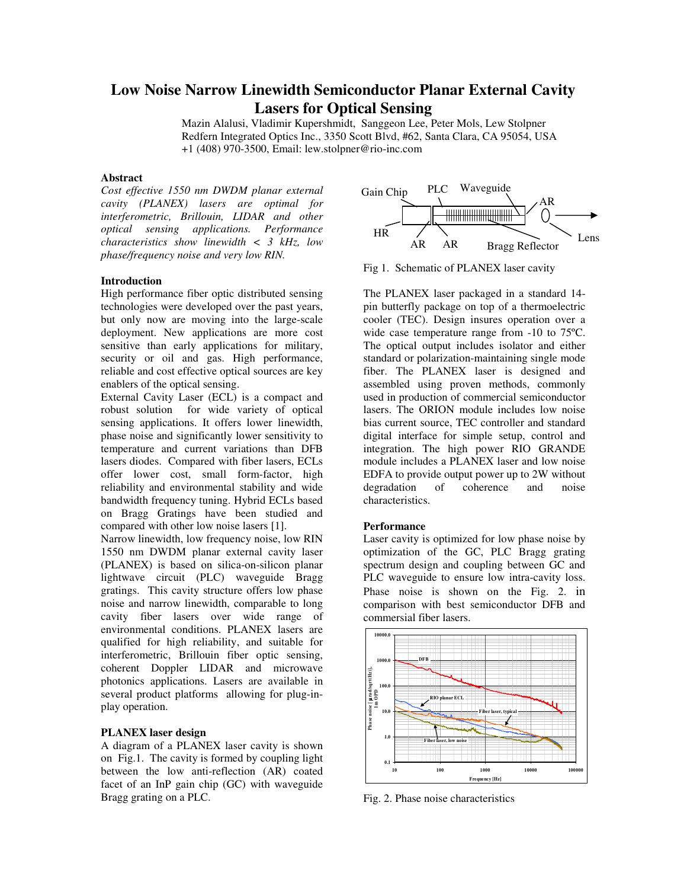# Low Noise Narrow Linewidth Semiconductor Planar External Cavity Lasers for Optical Sensing

Mazin Alalusi, Vladimir Kupershmidt, Sanggeon Lee, Peter Mols, Lew Stolpner
Redfern Integrated Optics Inc., 3350 Scott Blvd, #62, Santa Clara, CA 95054, USA
+1 (408) 970-3500, Email: lew.stolpner@rio-inc.com

## Abstract

*Cost effective 1550 nm DWDM planar external cavity (PLANEX) lasers are optimal for interferometric, Brillouin, LIDAR and other optical sensing applications. Performance characteristics show linewidth < 3 kHz, low phase/frequency noise and very low RIN.*

## Introduction

High performance fiber optic distributed sensing technologies were developed over the past years, but only now are moving into the large-scale deployment. New applications are more cost sensitive than early applications for military, security or oil and gas. High performance, reliable and cost effective optical sources are key enablers of the optical sensing.

External Cavity Laser (ECL) is a compact and robust solution for wide variety of optical sensing applications. It offers lower linewidth, phase noise and significantly lower sensitivity to temperature and current variations than DFB lasers diodes. Compared with fiber lasers, ECLs offer lower cost, small form-factor, high reliability and environmental stability and wide bandwidth frequency tuning. Hybrid ECLs based on Bragg Gratings have been studied and compared with other low noise lasers [1].

Narrow linewidth, low frequency noise, low RIN 1550 nm DWDM planar external cavity laser (PLANEX) is based on silica-on-silicon planar lightwave circuit (PLC) waveguide Bragg gratings. This cavity structure offers low phase noise and narrow linewidth, comparable to long cavity fiber lasers over wide range of environmental conditions. PLANEX lasers are qualified for high reliability, and suitable for interferometric, Brillouin fiber optic sensing, coherent Doppler LIDAR and microwave photonics applications. Lasers are available in several product platforms allowing for plug-in-play operation.

## PLANEX laser design

A diagram of a PLANEX laser cavity is shown on Fig.1. The cavity is formed by coupling light between the low anti-reflection (AR) coated facet of an InP gain chip (GC) with waveguide Bragg grating on a PLC.

Fig 1. Schematic of PLANEX laser cavity

The PLANEX laser packaged in a standard 14-pin butterfly package on top of a thermoelectric cooler (TEC). Design insures operation over a wide case temperature range from -10 to 75ºC. The optical output includes isolator and either standard or polarization-maintaining single mode fiber. The PLANEX laser is designed and assembled using proven methods, commonly used in production of commercial semiconductor lasers. The ORION module includes low noise bias current source, TEC controller and standard digital interface for simple setup, control and integration. The high power RIO GRANDE module includes a PLANEX laser and low noise EDFA to provide output power up to 2W without degradation of coherence and noise characteristics.

## Performance

Laser cavity is optimized for low phase noise by optimization of the GC, PLC Bragg grating spectrum design and coupling between GC and PLC waveguide to ensure low intra-cavity loss. Phase noise is shown on the Fig. 2. in comparison with best semiconductor DFB and commercial fiber lasers.

Fig. 2. Phase noise characteristics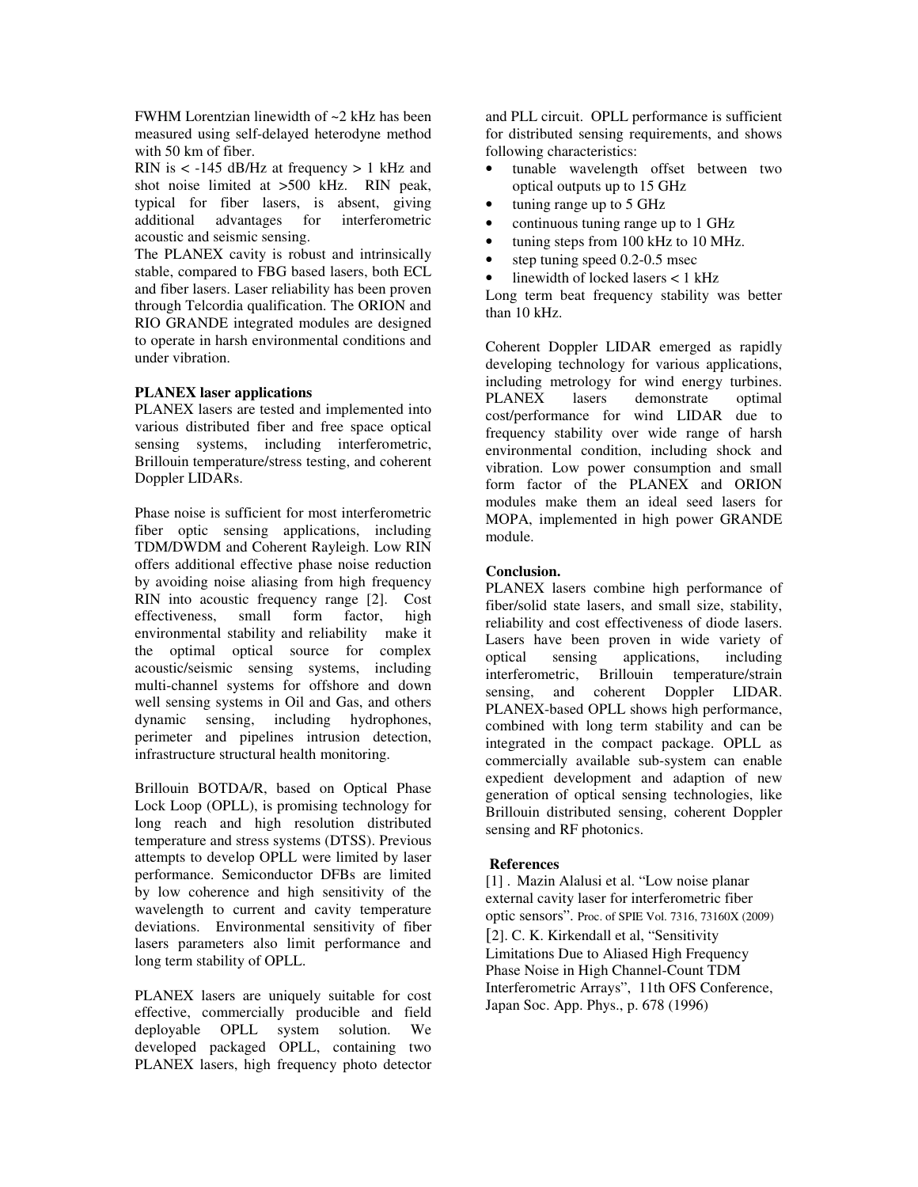FWHM Lorentzian linewidth of ~2 kHz has been measured using self-delayed heterodyne method with 50 km of fiber.

RIN is < -145 dB/Hz at frequency > 1 kHz and shot noise limited at >500 kHz. RIN peak, typical for fiber lasers, is absent, giving additional advantages for interferometric acoustic and seismic sensing.

The PLANEX cavity is robust and intrinsically stable, compared to FBG based lasers, both ECL and fiber lasers. Laser reliability has been proven through Telcordia qualification. The ORION and RIO GRANDE integrated modules are designed to operate in harsh environmental conditions and under vibration.

**PLANEX laser applications**

PLANEX lasers are tested and implemented into various distributed fiber and free space optical sensing systems, including interferometric, Brillouin temperature/stress testing, and coherent Doppler LIDARs.

Phase noise is sufficient for most interferometric fiber optic sensing applications, including TDM/DWDM and Coherent Rayleigh. Low RIN offers additional effective phase noise reduction by avoiding noise aliasing from high frequency RIN into acoustic frequency range [2]. Cost effectiveness, small form factor, high environmental stability and reliability make it the optimal optical source for complex acoustic/seismic sensing systems, including multi-channel systems for offshore and down well sensing systems in Oil and Gas, and others dynamic sensing, including hydrophones, perimeter and pipelines intrusion detection, infrastructure structural health monitoring.

Brillouin BOTDA/R, based on Optical Phase Lock Loop (OPLL), is promising technology for long reach and high resolution distributed temperature and stress systems (DTSS). Previous attempts to develop OPLL were limited by laser performance. Semiconductor DFBs are limited by low coherence and high sensitivity of the wavelength to current and cavity temperature deviations. Environmental sensitivity of fiber lasers parameters also limit performance and long term stability of OPLL.

PLANEX lasers are uniquely suitable for cost effective, commercially producible and field deployable OPLL system solution. We developed packaged OPLL, containing two PLANEX lasers, high frequency photo detector and PLL circuit. OPLL performance is sufficient for distributed sensing requirements, and shows following characteristics:

- tunable wavelength offset between two optical outputs up to 15 GHz
- tuning range up to 5 GHz
- continuous tuning range up to 1 GHz
- tuning steps from 100 kHz to 10 MHz.
- step tuning speed 0.2-0.5 msec
- linewidth of locked lasers < 1 kHz

Long term beat frequency stability was better than 10 kHz.

Coherent Doppler LIDAR emerged as rapidly developing technology for various applications, including metrology for wind energy turbines. PLANEX lasers demonstrate optimal cost/performance for wind LIDAR due to frequency stability over wide range of harsh environmental condition, including shock and vibration. Low power consumption and small form factor of the PLANEX and ORION modules make them an ideal seed lasers for MOPA, implemented in high power GRANDE module.

**Conclusion.**

PLANEX lasers combine high performance of fiber/solid state lasers, and small size, stability, reliability and cost effectiveness of diode lasers. Lasers have been proven in wide variety of optical sensing applications, including interferometric, Brillouin temperature/strain sensing, and coherent Doppler LIDAR. PLANEX-based OPLL shows high performance, combined with long term stability and can be integrated in the compact package. OPLL as commercially available sub-system can enable expedient development and adaption of new generation of optical sensing technologies, like Brillouin distributed sensing, coherent Doppler sensing and RF photonics.

**References**

[1] . Mazin Alalusi et al. "Low noise planar external cavity laser for interferometric fiber optic sensors". Proc. of SPIE Vol. 7316, 73160X (2009)

[2]. C. K. Kirkendall et al, "Sensitivity Limitations Due to Aliased High Frequency Phase Noise in High Channel-Count TDM Interferometric Arrays", 11th OFS Conference, Japan Soc. App. Phys., p. 678 (1996)